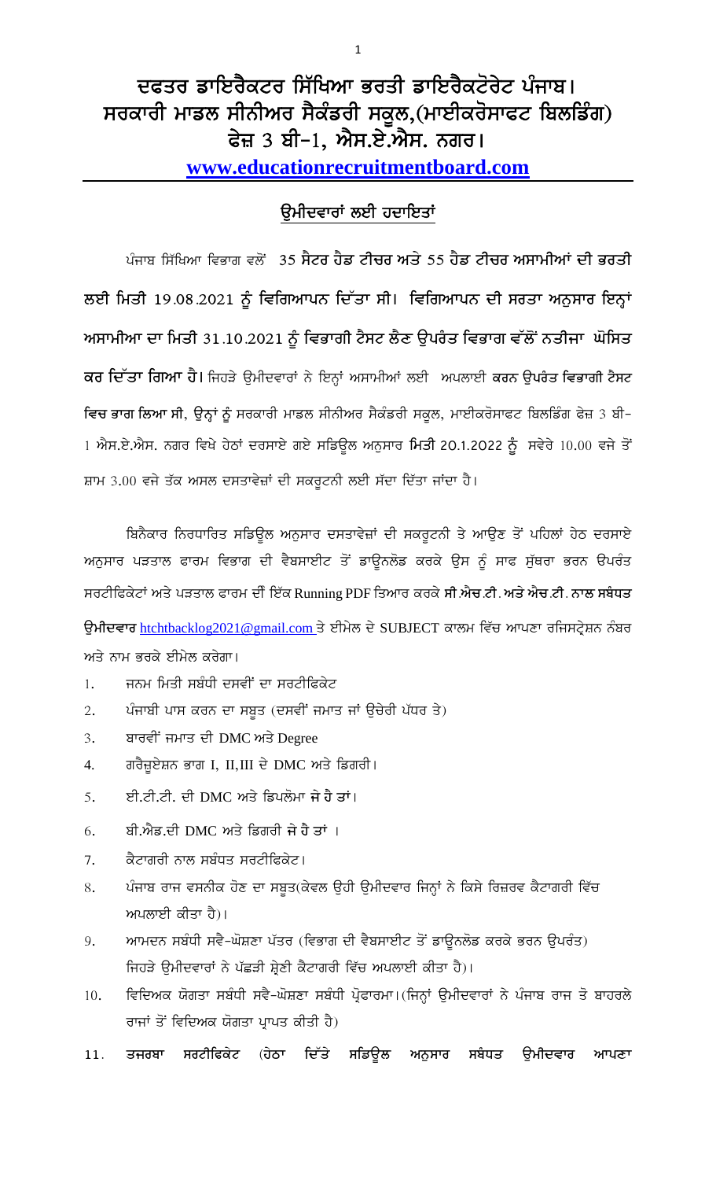# ਦਫਤਰ ਡਾਇਰੈਕਟਰ ਸਿੱਖਿਆ ਭਰਤੀ ਡਾਇਰੈਕਟੋਰੇਟ ਪੰਜਾਬ।
# ਸਰਕਾਰੀ ਮਾਡਲ ਸੀਨੀਅਰ ਸੈਕੰਡਰੀ ਸਕੂਲ,(ਮਾਈਕਰੋਸਾਫਟ ਬਿਲਡਿੰਗ) ਫੇਜ਼ 3 ਬੀ-1, ਐਸ.ਏ.ਐਸ. ਨਗਰ।

**www.educationrecruitmentboard.com**

## ਉਮੀਦਵਾਰਾਂ ਲਈ ਹਦਾਇਤਾਂ

ਪੰਜਾਬ ਸਿੱਖਿਆ ਵਿਭਾਗ ਵਲੋਂ **35 ਸੈਂਟਰ ਹੈਡ ਟੀਚਰ ਅਤੇ 55 ਹੈਡ ਟੀਚਰ ਅਸਾਮੀਆਂ ਦੀ ਭਰਤੀ ਲਈ ਮਿਤੀ 19.08.2021 ਨੂੰ ਵਿਗਿਆਪਨ ਦਿੱਤਾ ਸੀ। ਵਿਗਿਆਪਨ ਦੀ ਸਰਤਾ ਅਨੁਸਾਰ ਇਨ੍ਹਾਂ ਅਸਾਮੀਆ ਦਾ ਮਿਤੀ 31.10.2021 ਨੂੰ ਵਿਭਾਗੀ ਟੈਸਟ ਲੈਣ ਉਪਰੰਤ ਵਿਭਾਗ ਵੱਲੋਂ ਨਤੀਜਾ ਘੋਸਿਤ ਕਰ ਦਿੱਤਾ ਗਿਆ ਹੈ।** ਜਿਹੜੇ ਉਮੀਦਵਾਰਾਂ ਨੇ ਇਨ੍ਹਾਂ ਅਸਾਮੀਆਂ ਲਈ ਅਪਲਾਈ **ਕਰਨ ਉਪਰੰਤ ਵਿਭਾਗੀ ਟੈਸਟ ਵਿਚ ਭਾਗ ਲਿਆ ਸੀ**, ਉਨ੍ਹਾਂ ਨੂੰ ਸਰਕਾਰੀ ਮਾਡਲ ਸੀਨੀਅਰ ਸੈਕੰਡਰੀ ਸਕੂਲ, ਮਾਈਕਰੋਸਾਫਟ ਬਿਲਡਿੰਗ ਫੇਜ਼ 3 ਬੀ-1 ਐਸ.ਏ.ਐਸ. ਨਗਰ ਵਿਖੇ ਹੇਠਾਂ ਦਰਸਾਏ ਗਏ ਸਡਿਊਲ ਅਨੁਸਾਰ **ਮਿਤੀ 20.1.2022 ਨੂੰ** ਸਵੇਰੇ 10.00 ਵਜੇ ਤੋਂ ਸ਼ਾਮ 3.00 ਵਜੇ ਤੱਕ ਅਸਲ ਦਸਤਾਵੇਜ਼ਾਂ ਦੀ ਸਕਰੂਟਨੀ ਲਈ ਸੱਦਾ ਦਿੱਤਾ ਜਾਂਦਾ ਹੈ।

ਬਿਨੈਕਾਰ ਨਿਰਧਾਰਿਤ ਸਡਿਊਲ ਅਨੁਸਾਰ ਦਸਤਾਵੇਜ਼ਾਂ ਦੀ ਸਕਰੂਟਨੀ ਤੇ ਆਉਣ ਤੋਂ ਪਹਿਲਾਂ ਹੇਠ ਦਰਸਾਏ ਅਨੁਸਾਰ ਪੜਤਾਲ ਫਾਰਮ ਵਿਭਾਗ ਦੀ ਵੈਬਸਾਈਟ ਤੋਂ ਡਾਊਨਲੋਡ ਕਰਕੇ ਉਸ ਨੂੰ ਸਾਫ ਸੁੱਥਰਾ ਭਰਨ ਉਪਰੰਤ ਸਰਟੀਫਿਕੇਟਾਂ ਅਤੇ ਪੜਤਾਲ ਫਾਰਮ ਦੀਂ ਇੱਕ Running PDF ਤਿਆਰ ਕਰਕੇ **ਸੀ.ਐਚ.ਟੀ. ਅਤੇ ਐਚ.ਟੀ. ਨਾਲ ਸਬੰਧਤ ਉਮੀਦਵਾਰ** htchtbacklog2021@gmail.com ਤੇ ਈਮੇਲ ਦੇ SUBJECT ਕਾਲਮ ਵਿੱਚ ਆਪਣਾ ਰਜਿਸਟ੍ਰੇਸ਼ਨ ਨੰਬਰ ਅਤੇ ਨਾਮ ਭਰਕੇ ਈਮੇਲ ਕਰੇਗਾ।

1. ਜਨਮ ਮਿਤੀ ਸਬੰਧੀ ਦਸਵੀਂ ਦਾ ਸਰਟੀਫਿਕੇਟ
2. ਪੰਜਾਬੀ ਪਾਸ ਕਰਨ ਦਾ ਸਬੂਤ (ਦਸਵੀਂ ਜਮਾਤ ਜਾਂ ਉਚੇਰੀ ਪੱਧਰ ਤੇ)
3. ਬਾਰਵੀਂ ਜਮਾਤ ਦੀ DMC ਅਤੇ Degree
4. ਗਰੈਜੂਏਸ਼ਨ ਭਾਗ I, II,III ਦੇ DMC ਅਤੇ ਡਿਗਰੀ।
5. ਈ.ਟੀ.ਟੀ. ਦੀ DMC ਅਤੇ ਡਿਪਲੋਮਾ **ਜੇ ਹੈ ਤਾਂ**।
6. ਬੀ.ਐਡ.ਦੀ DMC ਅਤੇ ਡਿਗਰੀ **ਜੇ ਹੈ ਤਾਂ** ।
7. ਕੈਟਾਗਰੀ ਨਾਲ ਸਬੰਧਤ ਸਰਟੀਫਿਕੇਟ।
8. ਪੰਜਾਬ ਰਾਜ ਵਸਨੀਕ ਹੋਣ ਦਾ ਸਬੂਤ(ਕੇਵਲ ਉਹੀ ਉਮੀਦਵਾਰ ਜਿਨ੍ਹਾਂ ਨੇ ਕਿਸੇ ਰਿਜ਼ਰਵ ਕੈਟਾਗਰੀ ਵਿੱਚ ਅਪਲਾਈ ਕੀਤਾ ਹੈ)।
9. ਆਮਦਨ ਸਬੰਧੀ ਸਵੈ-ਘੋਸ਼ਣਾ ਪੱਤਰ (ਵਿਭਾਗ ਦੀ ਵੈਬਸਾਈਟ ਤੋਂ ਡਾਊਨਲੋਡ ਕਰਕੇ ਭਰਨ ਉਪਰੰਤ) ਜਿਹੜੇ ਉਮੀਦਵਾਰਾਂ ਨੇ ਪੱਛੜੀ ਸ਼੍ਰੇਣੀ ਕੈਟਾਗਰੀ ਵਿੱਚ ਅਪਲਾਈ ਕੀਤਾ ਹੈ)।
10. ਵਿਦਿਅਕ ਯੋਗਤਾ ਸਬੰਧੀ ਸਵੈ-ਘੋਸ਼ਣਾ ਸਬੰਧੀ ਪ੍ਰੋਫਾਰਮਾ।(ਜਿਨ੍ਹਾਂ ਉਮੀਦਵਾਰਾਂ ਨੇ ਪੰਜਾਬ ਰਾਜ ਤੋ ਬਾਹਰਲੇ ਰਾਜਾਂ ਤੋਂ ਵਿਦਿਅਕ ਯੋਗਤਾ ਪ੍ਰਾਪਤ ਕੀਤੀ ਹੈ)
11. **ਤਜਰਬਾ ਸਰਟੀਫਿਕੇਟ** (ਹੇਠਾ **ਦਿੱਤੇ ਸਡਿਊਲ ਅਨੁਸਾਰ ਸਬੰਧਤ ਉਮੀਦਵਾਰ ਆਪਣਾ**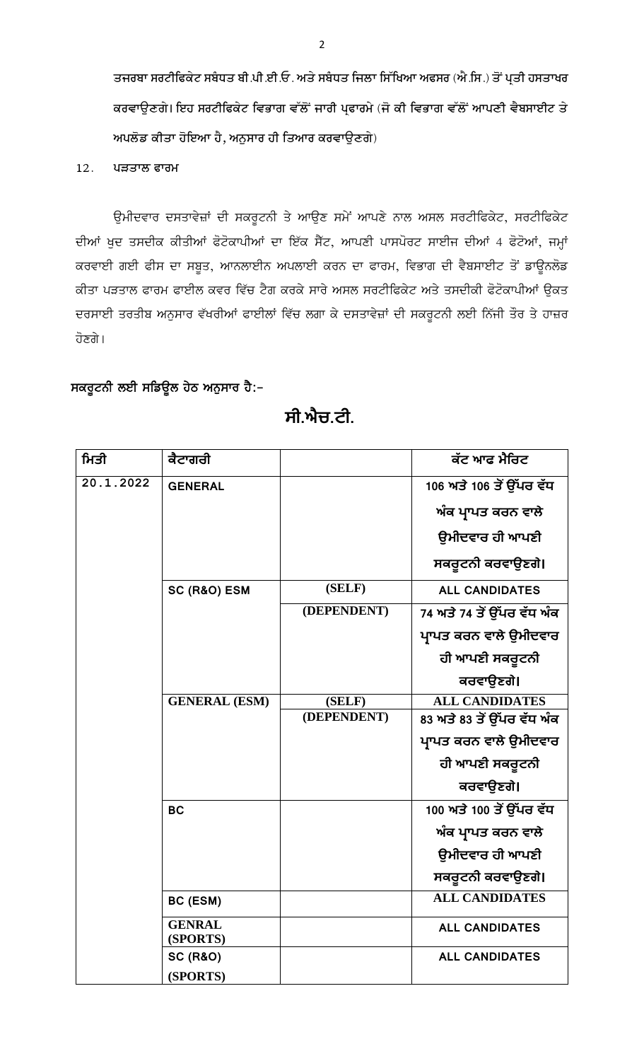ਤਜਰਬਾ ਸਰਟੀਫਿਕੇਟ ਸਬੰਧਤ ਬੀ.ਪੀ.ਈ.ਓ. ਅਤੇ ਸਬੰਧਤ ਜਿਲਾ ਸਿੱਖਿਆ ਅਫਸਰ (ਐ.ਸਿ.) ਤੋਂ ਪ੍ਰਤੀ ਹਸਤਾਖਰ ਕਰਵਾਉਣਗੇ। ਇਹ ਸਰਟੀਫਿਕੇਟ ਵਿਭਾਗ ਵੱਲੋਂ ਜਾਰੀ ਪ੍ਰਫਾਰਮੇ (ਜੋ ਕੀ ਵਿਭਾਗ ਵੱਲੋਂ ਆਪਣੀ ਵੈਬਸਾਈਟ ਤੇ ਅਪਲੋਡ ਕੀਤਾ ਹੋਇਆ ਹੈ, ਅਨੁਸਾਰ ਹੀ ਤਿਆਰ ਕਰਵਾਉਣਗੇ)

12. ਪੜਤਾਲ ਫਾਰਮ

ਉਮੀਦਵਾਰ ਦਸਤਾਵੇਜ਼ਾਂ ਦੀ ਸਕਰੂਟਨੀ ਤੇ ਆਉਣ ਸਮੇਂ ਆਪਣੇ ਨਾਲ ਅਸਲ ਸਰਟੀਫਿਕੇਟ, ਸਰਟੀਫਿਕੇਟ ਦੀਆਂ ਖੁਦ ਤਸਦੀਕ ਕੀਤੀਆਂ ਫੋਟੋਕਾਪੀਆਂ ਦਾ ਇੱਕ ਸੈੱਟ, ਆਪਣੀ ਪਾਸਪੋਰਟ ਸਾਈਜ ਦੀਆਂ 4 ਫੋਟੋਆਂ, ਜਮ੍ਹਾਂ ਕਰਵਾਈ ਗਈ ਫੀਸ ਦਾ ਸਬੂਤ, ਆਨਲਾਈਨ ਅਪਲਾਈ ਕਰਨ ਦਾ ਫਾਰਮ, ਵਿਭਾਗ ਦੀ ਵੈਬਸਾਈਟ ਤੋਂ ਡਾਊਨਲੋਡ ਕੀਤਾ ਪੜਤਾਲ ਫਾਰਮ ਫਾਈਲ ਕਵਰ ਵਿੱਚ ਟੈਗ ਕਰਕੇ ਸਾਰੇ ਅਸਲ ਸਰਟੀਫਿਕੇਟ ਅਤੇ ਤਸਦੀਕੀ ਫੋਟੋਕਾਪੀਆਂ ਉਕਤ ਦਰਸਾਈ ਤਰਤੀਬ ਅਨੁਸਾਰ ਵੱਖਰੀਆਂ ਫਾਈਲਾਂ ਵਿੱਚ ਲਗਾ ਕੇ ਦਸਤਾਵੇਜ਼ਾਂ ਦੀ ਸਕਰੂਟਨੀ ਲਈ ਨਿੱਜੀ ਤੌਰ ਤੇ ਹਾਜ਼ਰ ਹੋਣਗੇ।

**ਸਕਰੂਟਨੀ ਲਈ ਸਡਿਊਲ ਹੇਠ ਅਨੁਸਾਰ ਹੈ:-**

## ਸੀ.ਐਚ.ਟੀ.

| ਮਿਤੀ | ਕੈਟਾਗਰੀ | | ਕੱਟ ਆਫ ਮੈਰਿਟ |
|---|---|---|---|
| 20.1.2022 | GENERAL | | 106 ਅਤੇ 106 ਤੋਂ ਉੱਪਰ ਵੱਧ ਅੰਕ ਪ੍ਰਾਪਤ ਕਰਨ ਵਾਲੇ ਉਮੀਦਵਾਰ ਹੀ ਆਪਣੀ ਸਕਰੂਟਨੀ ਕਰਵਾਉਣਗੇ। |
| | SC (R&O) ESM | (SELF) | ALL CANDIDATES |
| | | (DEPENDENT) | 74 ਅਤੇ 74 ਤੋਂ ਉੱਪਰ ਵੱਧ ਅੰਕ ਪ੍ਰਾਪਤ ਕਰਨ ਵਾਲੇ ਉਮੀਦਵਾਰ ਹੀ ਆਪਣੀ ਸਕਰੂਟਨੀ ਕਰਵਾਉਣਗੇ। |
| | GENERAL (ESM) | (SELF) | ALL CANDIDATES |
| | | (DEPENDENT) | 83 ਅਤੇ 83 ਤੋਂ ਉੱਪਰ ਵੱਧ ਅੰਕ ਪ੍ਰਾਪਤ ਕਰਨ ਵਾਲੇ ਉਮੀਦਵਾਰ ਹੀ ਆਪਣੀ ਸਕਰੂਟਨੀ ਕਰਵਾਉਣਗੇ। |
| | BC | | 100 ਅਤੇ 100 ਤੋਂ ਉੱਪਰ ਵੱਧ ਅੰਕ ਪ੍ਰਾਪਤ ਕਰਨ ਵਾਲੇ ਉਮੀਦਵਾਰ ਹੀ ਆਪਣੀ ਸਕਰੂਟਨੀ ਕਰਵਾਉਣਗੇ। |
| | BC (ESM) | | ALL CANDIDATES |
| | GENRAL (SPORTS) | | ALL CANDIDATES |
| | SC (R&O) (SPORTS) | | ALL CANDIDATES |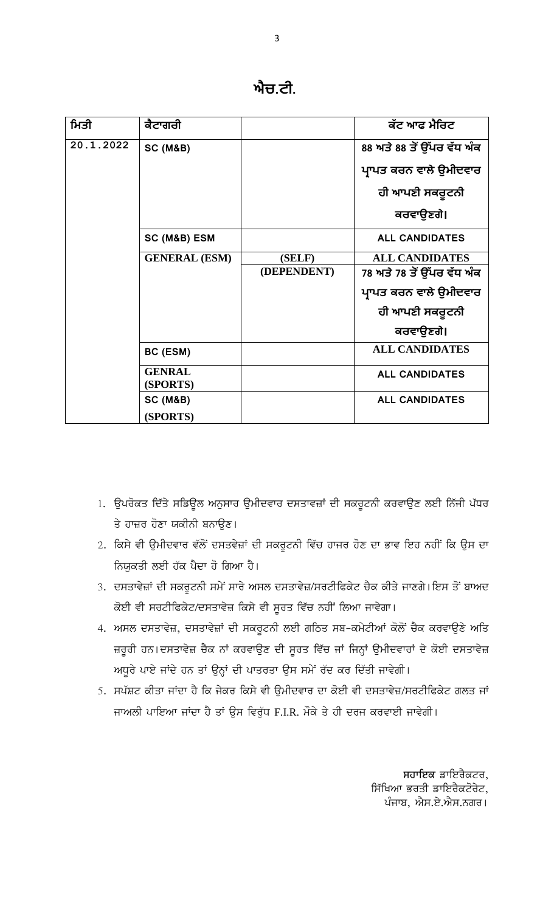# ਐਚ.ਟੀ.

| ਮਿਤੀ | ਕੈਟਾਗਰੀ | | ਕੱਟ ਆਫ ਮੈਰਿਟ |
|---|---|---|---|
| 20.1.2022 | SC (M&B) | | 88 ਅਤੇ 88 ਤੋਂ ਉੱਪਰ ਵੱਧ ਅੰਕ ਪ੍ਰਾਪਤ ਕਰਨ ਵਾਲੇ ਉਮੀਦਵਾਰ ਹੀ ਆਪਣੀ ਸਕਰੂਟਨੀ ਕਰਵਾਉਣਗੇ। |
| | SC (M&B) ESM | | ALL CANDIDATES |
| | GENERAL (ESM) | (SELF) | ALL CANDIDATES |
| | | (DEPENDENT) | 78 ਅਤੇ 78 ਤੋਂ ਉੱਪਰ ਵੱਧ ਅੰਕ ਪ੍ਰਾਪਤ ਕਰਨ ਵਾਲੇ ਉਮੀਦਵਾਰ ਹੀ ਆਪਣੀ ਸਕਰੂਟਨੀ ਕਰਵਾਉਣਗੇ। |
| | BC (ESM) | | ALL CANDIDATES |
| | GENRAL (SPORTS) | | ALL CANDIDATES |
| | SC (M&B) (SPORTS) | | ALL CANDIDATES |

1. ਉਪਰੋਕਤ ਦਿੱਤੇ ਸਡਿਊਲ ਅਨੁਸਾਰ ਉਮੀਦਵਾਰ ਦਸਤਾਵਜ਼ਾਂ ਦੀ ਸਕਰੂਟਨੀ ਕਰਵਾਉਣ ਲਈ ਨਿੱਜੀ ਪੱਧਰ ਤੇ ਹਾਜ਼ਰ ਹੋਣਾ ਯਕੀਨੀ ਬਨਾਉਣ।
2. ਕਿਸੇ ਵੀ ਉਮੀਦਵਾਰ ਵੱਲੋਂ ਦਸਤਵੇਜ਼ਾਂ ਦੀ ਸਕਰੂਟਨੀ ਵਿੱਚ ਹਾਜਰ ਹੋਣ ਦਾ ਭਾਵ ਇਹ ਨਹੀਂ ਕਿ ਉਸ ਦਾ ਨਿਯੁਕਤੀ ਲਈ ਹੱਕ ਪੈਦਾ ਹੋ ਗਿਆ ਹੈ।
3. ਦਸਤਾਵੇਜ਼ਾਂ ਦੀ ਸਕਰੂਟਨੀ ਸਮੇਂ ਸਾਰੇ ਅਸਲ ਦਸਤਾਵੇਜ਼/ਸਰਟੀਫਿਕੇਟ ਚੈਕ ਕੀਤੇ ਜਾਣਗੇ।ਇਸ ਤੋਂ ਬਾਅਦ ਕੋਈ ਵੀ ਸਰਟੀਫਿਕੇਟ/ਦਸਤਾਵੇਜ਼ ਕਿਸੇ ਵੀ ਸੂਰਤ ਵਿੱਚ ਨਹੀਂ ਲਿਆ ਜਾਵੇਗਾ।
4. ਅਸਲ ਦਸਤਾਵੇਜ਼, ਦਸਤਾਵੇਜ਼ਾਂ ਦੀ ਸਕਰੂਟਨੀ ਲਈ ਗਠਿਤ ਸਬ-ਕਮੇਟੀਆਂ ਕੋਲੋਂ ਚੈਕ ਕਰਵਾਉਣੇ ਅਤਿ ਜ਼ਰੂਰੀ ਹਨ।ਦਸਤਾਵੇਜ਼ ਚੈਕ ਨਾਂ ਕਰਵਾਉਣ ਦੀ ਸੂਰਤ ਵਿੱਚ ਜਾਂ ਜਿਨ੍ਹਾਂ ਉਮੀਦਵਾਰਾਂ ਦੇ ਕੋਈ ਦਸਤਾਵੇਜ਼ ਅਧੂਰੇ ਪਾਏ ਜਾਂਦੇ ਹਨ ਤਾਂ ਉਨ੍ਹਾਂ ਦੀ ਪਾਤਰਤਾ ਉਸ ਸਮੇਂ ਰੱਦ ਕਰ ਦਿੱਤੀ ਜਾਵੇਗੀ।
5. ਸਪੱਸ਼ਟ ਕੀਤਾ ਜਾਂਦਾ ਹੈ ਕਿ ਜੇਕਰ ਕਿਸੇ ਵੀ ਉਮੀਦਵਾਰ ਦਾ ਕੋਈ ਵੀ ਦਸਤਾਵੇਜ਼/ਸਰਟੀਫਿਕੇਟ ਗਲਤ ਜਾਂ ਜਾਅਲੀ ਪਾਇਆ ਜਾਂਦਾ ਹੈ ਤਾਂ ਉਸ ਵਿਰੁੱਧ F.I.R. ਮੌਕੇ ਤੇ ਹੀ ਦਰਜ ਕਰਵਾਈ ਜਾਵੇਗੀ।

**ਸਹਾਇਕ** ਡਾਇਰੈਕਟਰ,  
ਸਿੱਖਿਆ ਭਰਤੀ ਡਾਇਰੈਕਟੋਰੇਟ,  
ਪੰਜਾਬ, ਐਸ.ਏ.ਐਸ.ਨਗਰ।